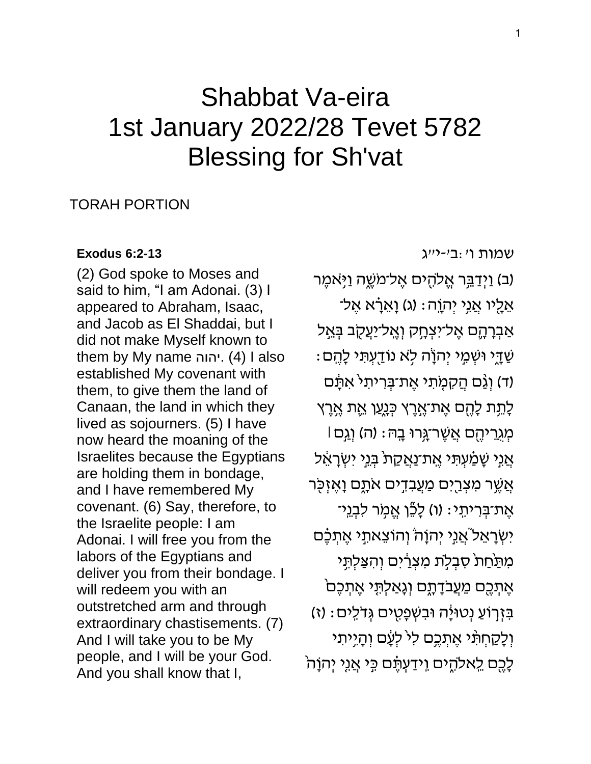# Shabbat Va-eira
# 1st January 2022/28 Tevet 5782
# Blessing for Sh'vat

TORAH PORTION

**Exodus 6:2-13**

(2) God spoke to Moses and said to him, "I am Adonai. (3) I appeared to Abraham, Isaac, and Jacob as El Shaddai, but I did not make Myself known to them by My name יהוה. (4) I also established My covenant with them, to give them the land of Canaan, the land in which they lived as sojourners. (5) I have now heard the moaning of the Israelites because the Egyptians are holding them in bondage, and I have remembered My covenant. (6) Say, therefore, to the Israelite people: I am Adonai. I will free you from the labors of the Egyptians and deliver you from their bondage. I will redeem you with an outstretched arm and through extraordinary chastisements. (7) And I will take you to be My people, and I will be your God. And you shall know that I,

שמות ו׳:ב׳-י״ג

(ב) וַיְדַבֵּ֥ר אֱלֹהִ֖ים אֶל־מֹשֶׁ֑ה וַיֹּ֥אמֶר אֵלָ֖יו אֲנִ֥י יְהֹוָֽה׃ (ג) וָאֵרָ֗א אֶל־אַבְרָהָ֛ם אֶל־יִצְחָ֥ק וְאֶֽל־יַעֲקֹ֖ב בְּאֵ֣ל שַׁדָּ֑י וּשְׁמִ֣י יְהֹוָ֔ה לֹ֥א נוֹדַ֖עְתִּי לָהֶֽם׃ (ד) וְגַ֨ם הֲקִמֹ֤תִי אֶת־בְּרִיתִי֙ אִתָּ֔ם לָתֵ֥ת לָהֶ֖ם אֶת־אֶ֣רֶץ כְּנָ֑עַן אֵ֛ת אֶ֥רֶץ מְגֻרֵיהֶ֖ם אֲשֶׁר־גָּ֥רוּ בָֽהּ׃ (ה) וְגַ֣ם ׀ אֲנִ֣י שָׁמַ֗עְתִּי אֶֽת־נַאֲקַת֙ בְּנֵ֣י יִשְׂרָאֵ֔ל אֲשֶׁ֥ר מִצְרַ֖יִם מַעֲבִדִ֣ים אֹתָ֑ם וָאֶזְכֹּ֖ר אֶת־בְּרִיתִֽי׃ (ו) לָכֵ֞ן אֱמֹ֥ר לִבְנֵֽי־יִשְׂרָאֵל֮ אֲנִ֣י יְהֹוָה֒ וְהוֹצֵאתִ֣י אֶתְכֶ֗ם מִתַּ֙חַת֙ סִבְלֹ֣ת מִצְרַ֔יִם וְהִצַּלְתִּ֥י אֶתְכֶ֖ם מֵעֲבֹדָתָ֑ם וְגָאַלְתִּ֤י אֶתְכֶם֙ בִּזְר֣וֹעַ נְטוּיָ֔ה וּבִשְׁפָטִ֖ים גְּדֹלִֽים׃ (ז) וְלָקַחְתִּ֨י אֶתְכֶ֥ם לִי֙ לְעָ֔ם וְהָיִ֥יתִי לָכֶ֖ם לֵאלֹהִ֑ים וִֽידַעְתֶּ֗ם כִּ֣י אֲנִ֤י יְהֹוָה֙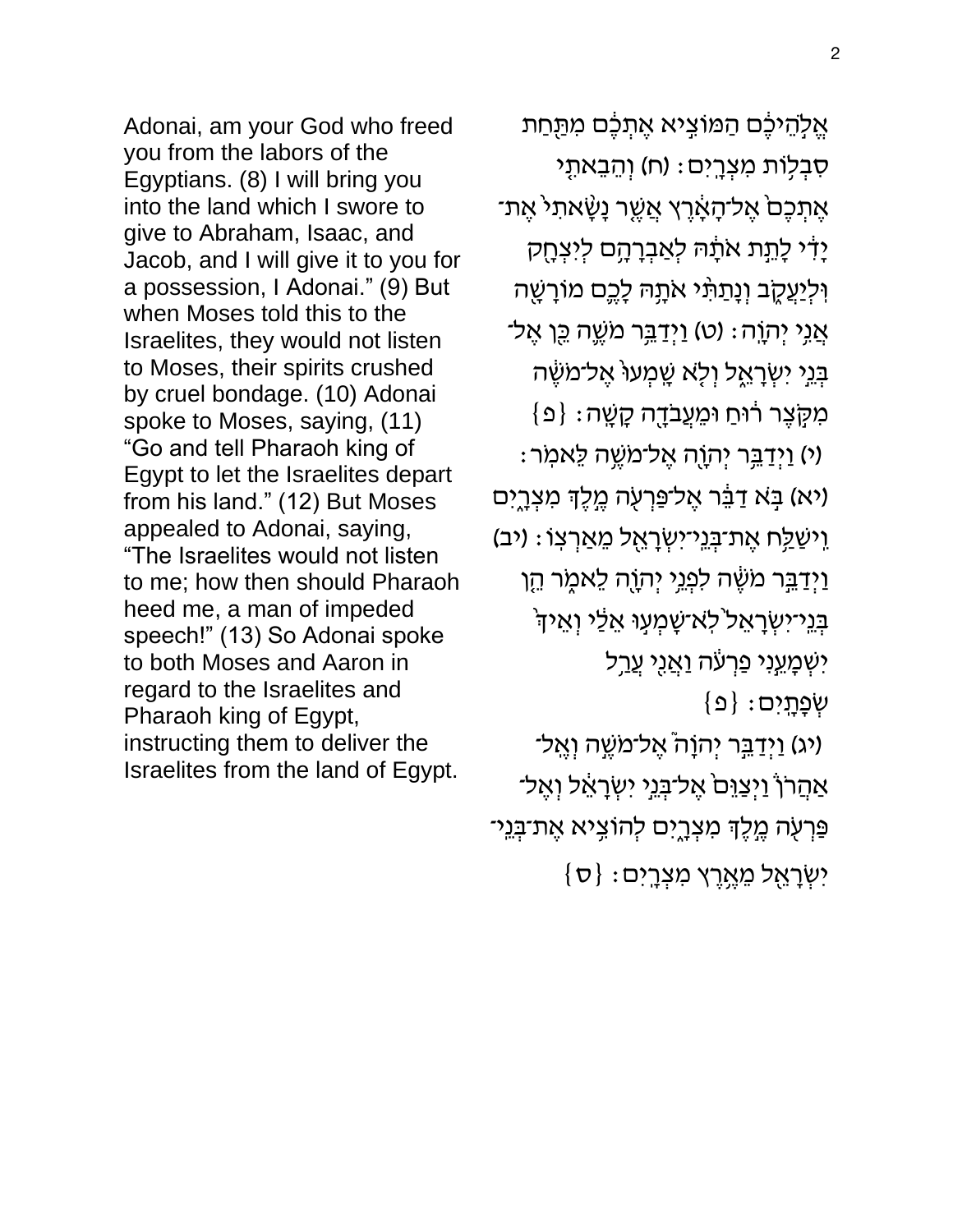אֱלֹהֵיכֶ֔ם הַמּוֹצִ֣יא אֶתְכֶ֔ם מִתַּ֖חַת סִבְל֥וֹת מִצְרָֽיִם׃ (ח) וְהֵבֵאתִ֤י אֶתְכֶם֙ אֶל־הָאָ֔רֶץ אֲשֶׁ֤ר נָשָׂ֙אתִי֙ אֶת־יָדִ֔י לָתֵ֣ת אֹתָ֔הּ לְאַבְרָהָ֥ם לְיִצְחָ֖ק וּֽלְיַעֲקֹ֑ב וְנָתַתִּ֨י אֹתָ֥הּ לָכֶ֛ם מוֹרָשָׁ֖ה אֲנִ֥י יְהֹוָֽה׃ (ט) וַיְדַבֵּ֥ר מֹשֶׁ֛ה כֵּ֖ן אֶל־בְּנֵ֣י יִשְׂרָאֵ֑ל וְלֹ֤א שָֽׁמְעוּ֙ אֶל־מֹשֶׁ֔ה מִקֹּ֣צֶר ר֔וּחַ וּמֵעֲבֹדָ֖ה קָשָֽׁה׃ {פ}

(י) וַיְדַבֵּ֥ר יְהֹוָ֖ה אֶל־מֹשֶׁ֥ה לֵּאמֹֽר׃ (יא) בֹּ֣א דַבֵּ֔ר אֶל־פַּרְעֹ֖ה מֶ֣לֶךְ מִצְרָ֑יִם וִֽישַׁלַּ֥ח אֶת־בְּנֵֽי־יִשְׂרָאֵ֖ל מֵאַרְצֽוֹ׃ (יב) וַיְדַבֵּ֣ר מֹשֶׁ֔ה לִפְנֵ֥י יְהֹוָ֖ה לֵאמֹ֑ר הֵ֤ן בְּנֵֽי־יִשְׂרָאֵל֙ לֹא־שָֽׁמְע֣וּ אֵלַ֔י וְאֵיךְ֙ יִשְׁמָעֵ֣נִי פַרְעֹ֔ה וַאֲנִ֖י עֲרַ֥ל שְׂפָתָֽיִם׃ {פ}

(יג) וַיְדַבֵּ֣ר יְהֹוָה֮ אֶל־מֹשֶׁ֣ה וְאֶֽל־אַהֲרֹן֒ וַיְצַוֵּם֙ אֶל־בְּנֵ֣י יִשְׂרָאֵ֔ל וְאֶל־פַּרְעֹ֖ה מֶ֣לֶךְ מִצְרָ֑יִם לְהוֹצִ֥יא אֶת־בְּנֵֽי־יִשְׂרָאֵ֖ל מֵאֶ֥רֶץ מִצְרָֽיִם׃ {ס}

Adonai, am your God who freed you from the labors of the Egyptians. (8) I will bring you into the land which I swore to give to Abraham, Isaac, and Jacob, and I will give it to you for a possession, I Adonai." (9) But when Moses told this to the Israelites, they would not listen to Moses, their spirits crushed by cruel bondage. (10) Adonai spoke to Moses, saying, (11) "Go and tell Pharaoh king of Egypt to let the Israelites depart from his land." (12) But Moses appealed to Adonai, saying, "The Israelites would not listen to me; how then should Pharaoh heed me, a man of impeded speech!" (13) So Adonai spoke to both Moses and Aaron in regard to the Israelites and Pharaoh king of Egypt, instructing them to deliver the Israelites from the land of Egypt.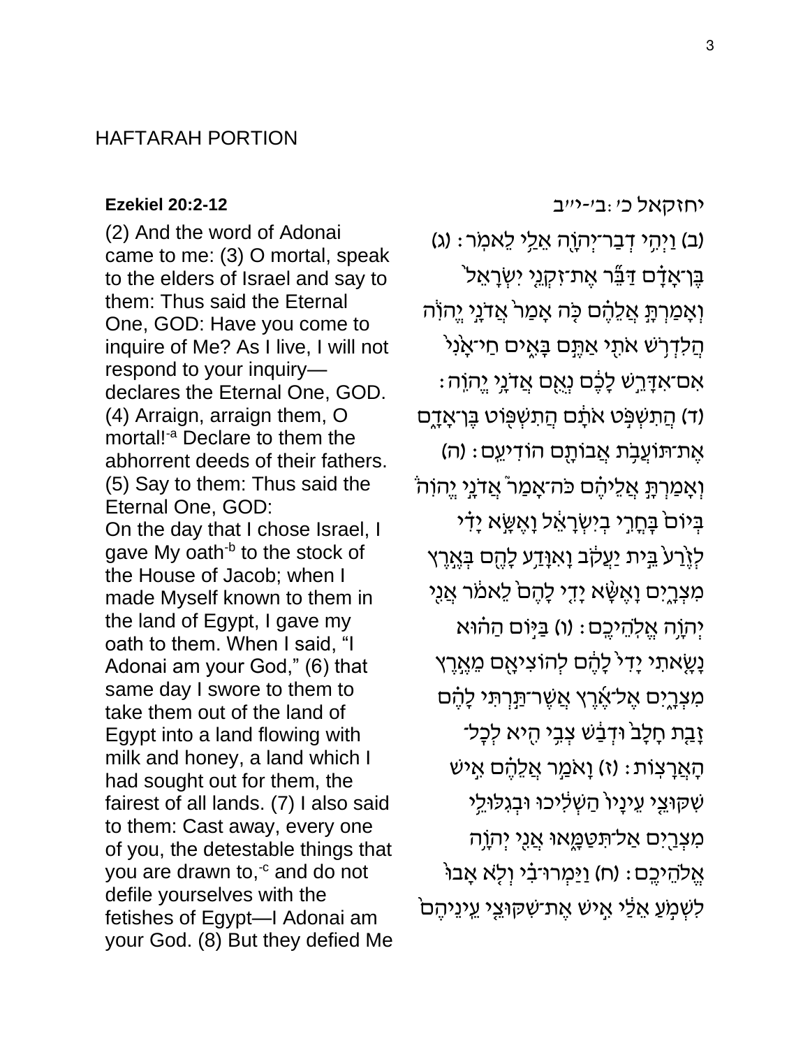## HAFTARAH PORTION

**Ezekiel 20:2-12**

(2) And the word of Adonai came to me: (3) O mortal, speak to the elders of Israel and say to them: Thus said the Eternal One, GOD: Have you come to inquire of Me? As I live, I will not respond to your inquiry—declares the Eternal One, GOD. (4) Arraign, arraign them, O mortal![-a] Declare to them the abhorrent deeds of their fathers. (5) Say to them: Thus said the Eternal One, GOD:
On the day that I chose Israel, I gave My oath[-b] to the stock of the House of Jacob; when I made Myself known to them in the land of Egypt, I gave my oath to them. When I said, "I Adonai am your God," (6) that same day I swore to them to take them out of the land of Egypt into a land flowing with milk and honey, a land which I had sought out for them, the fairest of all lands. (7) I also said to them: Cast away, every one of you, the detestable things that you are drawn to,[-c] and do not defile yourselves with the fetishes of Egypt—I Adonai am your God. (8) But they defied Me

יחזקאל כ׳:ב׳-י״ב

(ב) וַיְהִ֥י דְבַר־יְהֹוָ֖ה אֵלַ֥י לֵאמֹֽר׃ (ג) בֶּן־אָדָ֗ם דַּבֵּ֞ר אֶת־זִקְנֵ֤י יִשְׂרָאֵל֙ וְאָמַרְתָּ֣ אֲלֵהֶ֔ם כֹּ֤ה אָמַר֙ אֲדֹנָ֣י יֱהֹוִ֔ה הֲלִדְרֹ֥שׁ אֹתִ֖י אַתֶּ֣ם בָּאִ֑ים חַי־אָ֙נִי֙ אִם־אִדָּרֵ֣שׁ לָכֶ֔ם נְאֻ֖ם אֲדֹנָ֥י יֱהֹוִֽה׃ (ד) הֲתִשְׁפֹּ֣ט אֹתָ֔ם הֲתִשְׁפּ֖וֹט בֶּן־אָדָ֑ם אֶת־תּוֹעֲבֹ֥ת אֲבוֹתָ֖ם הוֹדִיעֵֽם׃ (ה) וְאָמַרְתָּ֣ אֲלֵיהֶ֗ם כֹּֽה־אָמַר֮ אֲדֹנָ֣י יֱהֹוִה֒ בְּיוֹם֙ בָּחֳרִ֣י בְיִשְׂרָאֵ֔ל וָאֶשָּׂא֙ יָדִ֔י לְזֶ֙רַע֙ בֵּ֣ית יַעֲקֹ֔ב וָאִוָּדַ֥ע לָהֶ֖ם בְּאֶ֣רֶץ מִצְרָ֑יִם וָאֶשָּׂ֨א יָדִ֤י לָהֶם֙ לֵאמֹ֔ר אֲנִ֖י יְהֹוָ֥ה אֱלֹהֵיכֶֽם׃ (ו) בַּיּ֣וֹם הַה֗וּא נָשָׂ֤אתִי יָדִי֙ לָהֶ֔ם לְהוֹצִיאָ֖ם מֵאֶ֣רֶץ מִצְרָ֑יִם אֶל־אֶ֜רֶץ אֲשֶׁר־תַּ֣רְתִּי לָהֶ֗ם זָבַ֤ת חָלָב֙ וּדְבַ֔שׁ צְבִ֥י הִ֖יא לְכׇל־הָאֲרָצֽוֹת׃ (ז) וָאֹמַ֣ר אֲלֵהֶ֗ם אִ֣ישׁ שִׁקּוּצֵ֤י עֵינָיו֙ הַשְׁלִ֔יכוּ וּבְגִלּוּלֵ֥י מִצְרַ֖יִם אַל־תִּטַּמָּ֑אוּ אֲנִ֖י יְהֹוָ֥ה אֱלֹהֵיכֶֽם׃ (ח) וַיַּמְרוּ־בִ֗י וְלֹ֤א אָבוּ֙ לִשְׁמֹ֣עַ אֵלַ֔י אִ֣ישׁ אֶת־שִׁקּוּצֵ֤י עֵינֵיהֶם֙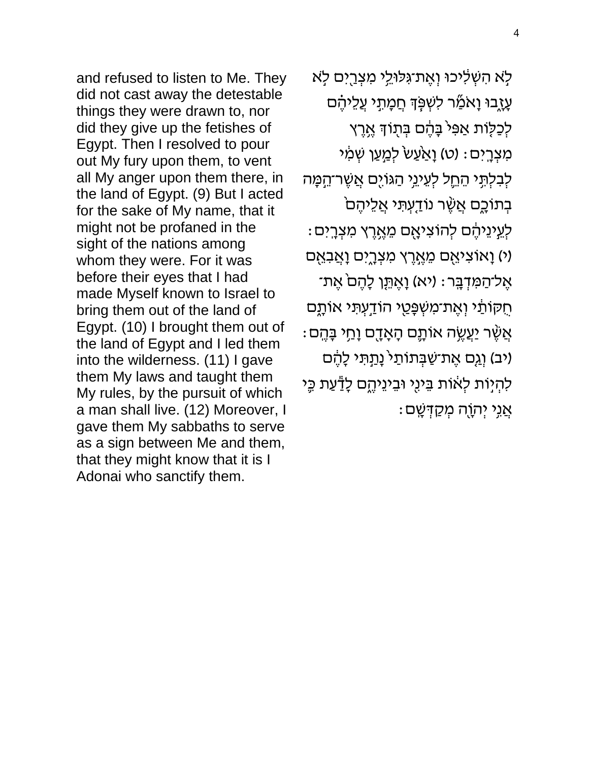and refused to listen to Me. They did not cast away the detestable things they were drawn to, nor did they give up the fetishes of Egypt. Then I resolved to pour out My fury upon them, to vent all My anger upon them there, in the land of Egypt. (9) But I acted for the sake of My name, that it might not be profaned in the sight of the nations among whom they were. For it was before their eyes that I had made Myself known to Israel to bring them out of the land of Egypt. (10) I brought them out of the land of Egypt and I led them into the wilderness. (11) I gave them My laws and taught them My rules, by the pursuit of which a man shall live. (12) Moreover, I gave them My sabbaths to serve as a sign between Me and them, that they might know that it is I Adonai who sanctify them.

לֹ֣א הִשְׁלִ֔יכוּ וְאֶת־גִּלּוּלֵ֥י מִצְרַ֖יִם לֹ֣א עָזָ֑בוּ וָאֹמַ֞ר לִשְׁפֹּ֧ךְ חֲמָתִ֣י עֲלֵיהֶ֗ם לְכַלּ֥וֹת אַפִּי֙ בָּהֶ֔ם בְּת֖וֹךְ אֶ֥רֶץ מִצְרָֽיִם׃ (ט) וָאַ֙עַשׂ֙ לְמַ֣עַן שְׁמִ֔י לְבִלְתִּ֥י הֵחֵ֖ל לְעֵינֵ֣י הַגּוֹיִ֑ם אֲשֶׁר־הֵ֣מָּה בְתוֹכָ֔ם אֲשֶׁ֨ר נוֹדַ֤עְתִּי אֲלֵיהֶם֙ לְעֵ֣ינֵיהֶ֔ם לְהוֹצִיאָ֖ם מֵאֶ֥רֶץ מִצְרָֽיִם׃ (י) וָאוֹצִיאֵ֖ם מֵאֶ֣רֶץ מִצְרָ֑יִם וָאֲבִאֵ֖ם אֶל־הַמִּדְבָּֽר׃ (יא) וָאֶתֵּ֤ן לָהֶם֙ אֶת־חֻקּוֹתַ֔י וְאֶת־מִשְׁפָּטַ֖י הוֹדַ֣עְתִּי אוֹתָ֑ם אֲשֶׁ֨ר יַעֲשֶׂ֥ה אוֹתָ֛ם הָאָדָ֖ם וָחַ֥י בָּהֶֽם׃ (יב) וְגַ֤ם אֶת־שַׁבְּתוֹתַי֙ נָתַ֣תִּי לָהֶ֔ם לִהְי֣וֹת לְא֔וֹת בֵּינִ֖י וּבֵינֵיהֶ֑ם לָדַ֕עַת כִּ֛י אֲנִ֥י יְהוָ֖ה מְקַדְּשָֽׁם׃